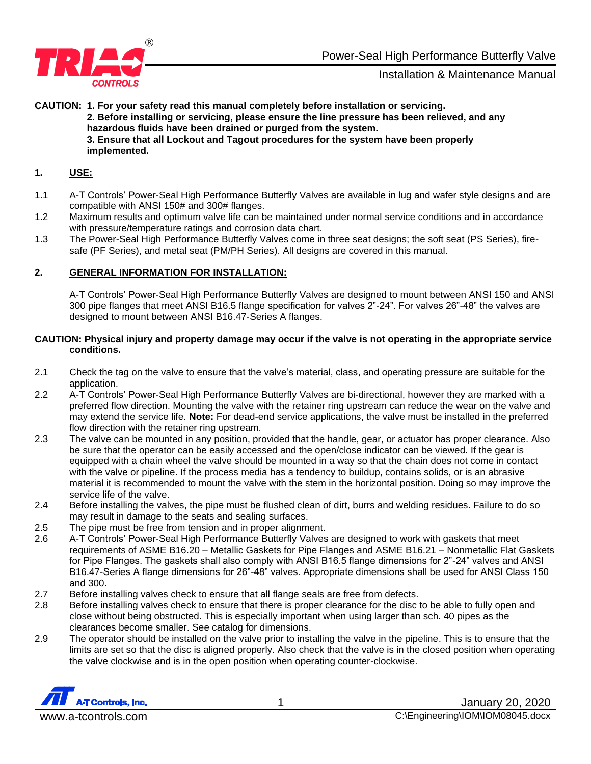**CAUTION: 1. For your safety read this manual completely before installation or servicing.**
**2. Before installing or servicing, please ensure the line pressure has been relieved, and any hazardous fluids have been drained or purged from the system.**
**3. Ensure that all Lockout and Tagout procedures for the system have been properly implemented.**

## 1. USE:

1.1 A-T Controls' Power-Seal High Performance Butterfly Valves are available in lug and wafer style designs and are compatible with ANSI 150# and 300# flanges.

1.2 Maximum results and optimum valve life can be maintained under normal service conditions and in accordance with pressure/temperature ratings and corrosion data chart.

1.3 The Power-Seal High Performance Butterfly Valves come in three seat designs; the soft seat (PS Series), fire-safe (PF Series), and metal seat (PM/PH Series). All designs are covered in this manual.

## 2. GENERAL INFORMATION FOR INSTALLATION:

A-T Controls' Power-Seal High Performance Butterfly Valves are designed to mount between ANSI 150 and ANSI 300 pipe flanges that meet ANSI B16.5 flange specification for valves 2"-24". For valves 26"-48" the valves are designed to mount between ANSI B16.47-Series A flanges.

**CAUTION: Physical injury and property damage may occur if the valve is not operating in the appropriate service conditions.**

2.1 Check the tag on the valve to ensure that the valve's material, class, and operating pressure are suitable for the application.

2.2 A-T Controls' Power-Seal High Performance Butterfly Valves are bi-directional, however they are marked with a preferred flow direction. Mounting the valve with the retainer ring upstream can reduce the wear on the valve and may extend the service life. **Note:** For dead-end service applications, the valve must be installed in the preferred flow direction with the retainer ring upstream.

2.3 The valve can be mounted in any position, provided that the handle, gear, or actuator has proper clearance. Also be sure that the operator can be easily accessed and the open/close indicator can be viewed. If the gear is equipped with a chain wheel the valve should be mounted in a way so that the chain does not come in contact with the valve or pipeline. If the process media has a tendency to buildup, contains solids, or is an abrasive material it is recommended to mount the valve with the stem in the horizontal position. Doing so may improve the service life of the valve.

2.4 Before installing the valves, the pipe must be flushed clean of dirt, burrs and welding residues. Failure to do so may result in damage to the seats and sealing surfaces.

2.5 The pipe must be free from tension and in proper alignment.

2.6 A-T Controls' Power-Seal High Performance Butterfly Valves are designed to work with gaskets that meet requirements of ASME B16.20 – Metallic Gaskets for Pipe Flanges and ASME B16.21 – Nonmetallic Flat Gaskets for Pipe Flanges. The gaskets shall also comply with ANSI B16.5 flange dimensions for 2"-24" valves and ANSI B16.47-Series A flange dimensions for 26"-48" valves. Appropriate dimensions shall be used for ANSI Class 150 and 300.

2.7 Before installing valves check to ensure that all flange seals are free from defects.

2.8 Before installing valves check to ensure that there is proper clearance for the disc to be able to fully open and close without being obstructed. This is especially important when using larger than sch. 40 pipes as the clearances become smaller. See catalog for dimensions.

2.9 The operator should be installed on the valve prior to installing the valve in the pipeline. This is to ensure that the limits are set so that the disc is aligned properly. Also check that the valve is in the closed position when operating the valve clockwise and is in the open position when operating counter-clockwise.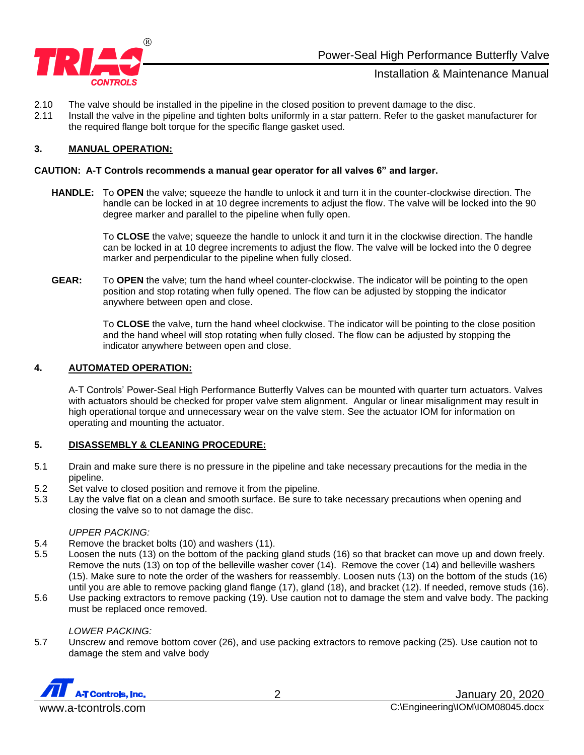2.10 The valve should be installed in the pipeline in the closed position to prevent damage to the disc.

2.11 Install the valve in the pipeline and tighten bolts uniformly in a star pattern. Refer to the gasket manufacturer for the required flange bolt torque for the specific flange gasket used.

## 3. MANUAL OPERATION:

**CAUTION: A-T Controls recommends a manual gear operator for all valves 6" and larger.**

**HANDLE:** To **OPEN** the valve; squeeze the handle to unlock it and turn it in the counter-clockwise direction. The handle can be locked in at 10 degree increments to adjust the flow. The valve will be locked into the 90 degree marker and parallel to the pipeline when fully open.

To **CLOSE** the valve; squeeze the handle to unlock it and turn it in the clockwise direction. The handle can be locked in at 10 degree increments to adjust the flow. The valve will be locked into the 0 degree marker and perpendicular to the pipeline when fully closed.

**GEAR:** To **OPEN** the valve; turn the hand wheel counter-clockwise. The indicator will be pointing to the open position and stop rotating when fully opened. The flow can be adjusted by stopping the indicator anywhere between open and close.

To **CLOSE** the valve, turn the hand wheel clockwise. The indicator will be pointing to the close position and the hand wheel will stop rotating when fully closed. The flow can be adjusted by stopping the indicator anywhere between open and close.

## 4. AUTOMATED OPERATION:

A-T Controls' Power-Seal High Performance Butterfly Valves can be mounted with quarter turn actuators. Valves with actuators should be checked for proper valve stem alignment. Angular or linear misalignment may result in high operational torque and unnecessary wear on the valve stem. See the actuator IOM for information on operating and mounting the actuator.

## 5. DISASSEMBLY & CLEANING PROCEDURE:

5.1 Drain and make sure there is no pressure in the pipeline and take necessary precautions for the media in the pipeline.

5.2 Set valve to closed position and remove it from the pipeline.

5.3 Lay the valve flat on a clean and smooth surface. Be sure to take necessary precautions when opening and closing the valve so to not damage the disc.

*UPPER PACKING:*

5.4 Remove the bracket bolts (10) and washers (11).

5.5 Loosen the nuts (13) on the bottom of the packing gland studs (16) so that bracket can move up and down freely. Remove the nuts (13) on top of the belleville washer cover (14). Remove the cover (14) and belleville washers (15). Make sure to note the order of the washers for reassembly. Loosen nuts (13) on the bottom of the studs (16) until you are able to remove packing gland flange (17), gland (18), and bracket (12). If needed, remove studs (16).

5.6 Use packing extractors to remove packing (19). Use caution not to damage the stem and valve body. The packing must be replaced once removed.

*LOWER PACKING:*

5.7 Unscrew and remove bottom cover (26), and use packing extractors to remove packing (25). Use caution not to damage the stem and valve body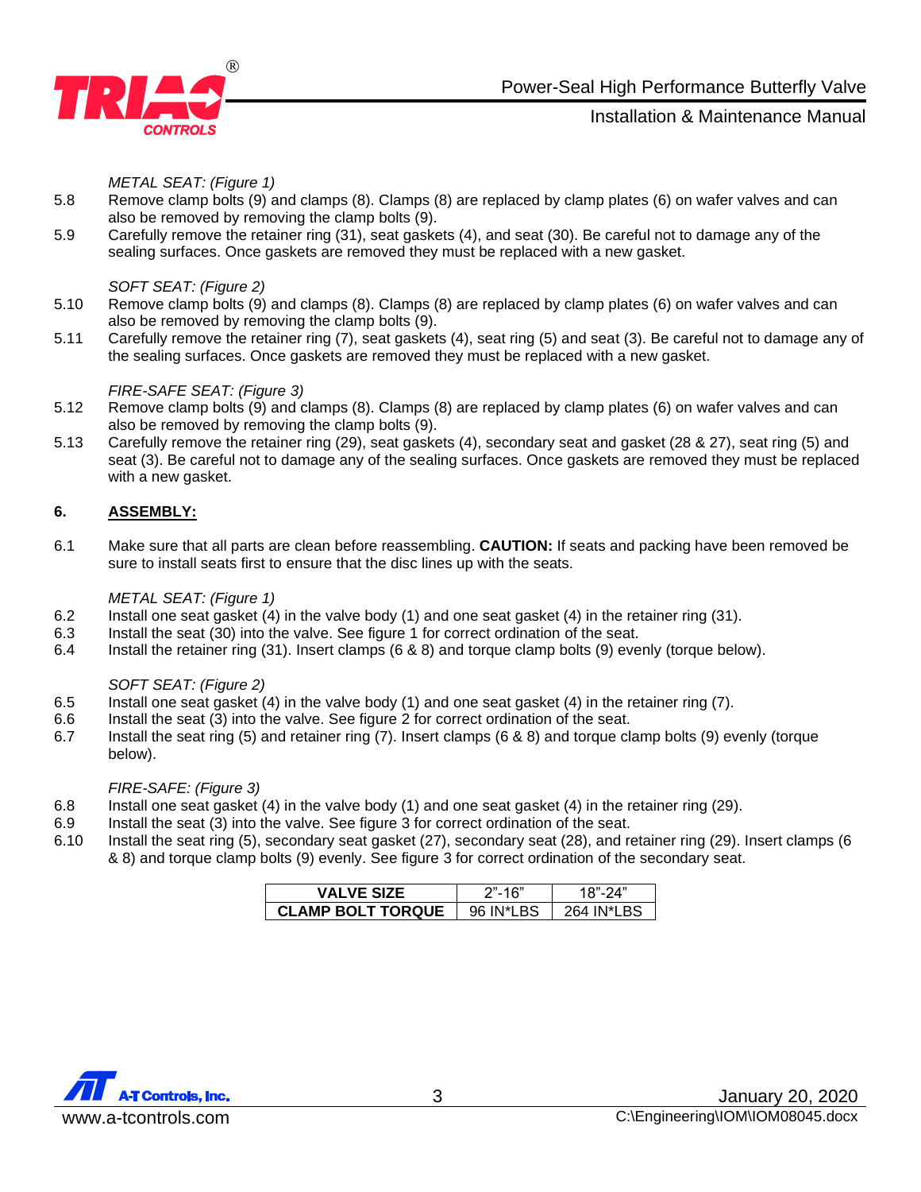*METAL SEAT: (Figure 1)*

5.8 Remove clamp bolts (9) and clamps (8). Clamps (8) are replaced by clamp plates (6) on wafer valves and can also be removed by removing the clamp bolts (9).

5.9 Carefully remove the retainer ring (31), seat gaskets (4), and seat (30). Be careful not to damage any of the sealing surfaces. Once gaskets are removed they must be replaced with a new gasket.

*SOFT SEAT: (Figure 2)*

5.10 Remove clamp bolts (9) and clamps (8). Clamps (8) are replaced by clamp plates (6) on wafer valves and can also be removed by removing the clamp bolts (9).

5.11 Carefully remove the retainer ring (7), seat gaskets (4), seat ring (5) and seat (3). Be careful not to damage any of the sealing surfaces. Once gaskets are removed they must be replaced with a new gasket.

*FIRE-SAFE SEAT: (Figure 3)*

5.12 Remove clamp bolts (9) and clamps (8). Clamps (8) are replaced by clamp plates (6) on wafer valves and can also be removed by removing the clamp bolts (9).

5.13 Carefully remove the retainer ring (29), seat gaskets (4), secondary seat and gasket (28 & 27), seat ring (5) and seat (3). Be careful not to damage any of the sealing surfaces. Once gaskets are removed they must be replaced with a new gasket.

## 6. ASSEMBLY:

6.1 Make sure that all parts are clean before reassembling. **CAUTION:** If seats and packing have been removed be sure to install seats first to ensure that the disc lines up with the seats.

*METAL SEAT: (Figure 1)*

6.2 Install one seat gasket (4) in the valve body (1) and one seat gasket (4) in the retainer ring (31).

6.3 Install the seat (30) into the valve. See figure 1 for correct ordination of the seat.

6.4 Install the retainer ring (31). Insert clamps (6 & 8) and torque clamp bolts (9) evenly (torque below).

*SOFT SEAT: (Figure 2)*

6.5 Install one seat gasket (4) in the valve body (1) and one seat gasket (4) in the retainer ring (7).

6.6 Install the seat (3) into the valve. See figure 2 for correct ordination of the seat.

6.7 Install the seat ring (5) and retainer ring (7). Insert clamps (6 & 8) and torque clamp bolts (9) evenly (torque below).

*FIRE-SAFE: (Figure 3)*

6.8 Install one seat gasket (4) in the valve body (1) and one seat gasket (4) in the retainer ring (29).

6.9 Install the seat (3) into the valve. See figure 3 for correct ordination of the seat.

6.10 Install the seat ring (5), secondary seat gasket (27), secondary seat (28), and retainer ring (29). Insert clamps (6 & 8) and torque clamp bolts (9) evenly. See figure 3 for correct ordination of the secondary seat.

| VALVE SIZE | 2"-16" | 18"-24" |
|---|---|---|
| CLAMP BOLT TORQUE | 96 IN*LBS | 264 IN*LBS |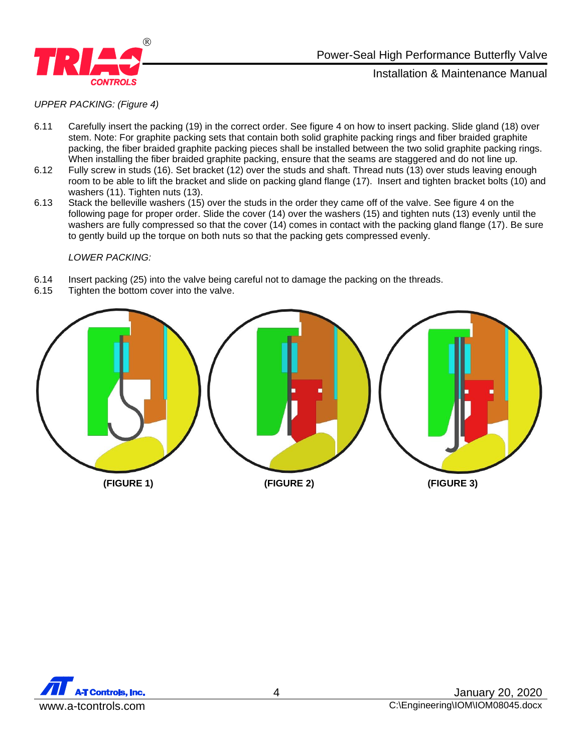*UPPER PACKING: (Figure 4)*

6.11 Carefully insert the packing (19) in the correct order. See figure 4 on how to insert packing. Slide gland (18) over stem. Note: For graphite packing sets that contain both solid graphite packing rings and fiber braided graphite packing, the fiber braided graphite packing pieces shall be installed between the two solid graphite packing rings. When installing the fiber braided graphite packing, ensure that the seams are staggered and do not line up.

6.12 Fully screw in studs (16). Set bracket (12) over the studs and shaft. Thread nuts (13) over studs leaving enough room to be able to lift the bracket and slide on packing gland flange (17). Insert and tighten bracket bolts (10) and washers (11). Tighten nuts (13).

6.13 Stack the belleville washers (15) over the studs in the order they came off of the valve. See figure 4 on the following page for proper order. Slide the cover (14) over the washers (15) and tighten nuts (13) evenly until the washers are fully compressed so that the cover (14) comes in contact with the packing gland flange (17). Be sure to gently build up the torque on both nuts so that the packing gets compressed evenly.

*LOWER PACKING:*

6.14 Insert packing (25) into the valve being careful not to damage the packing on the threads.

6.15 Tighten the bottom cover into the valve.

**(FIGURE 1)** **(FIGURE 2)** **(FIGURE 3)**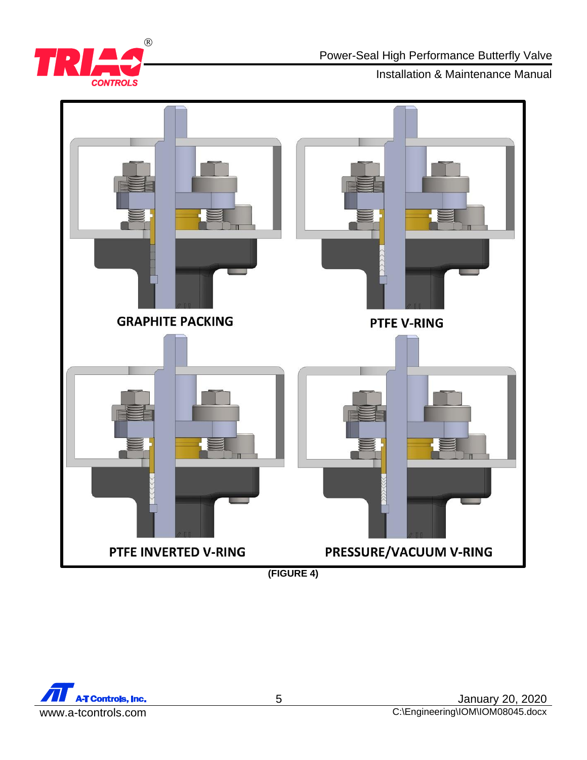GRAPHITE PACKING

PTFE V-RING

PTFE INVERTED V-RING

PRESSURE/VACUUM V-RING

**(FIGURE 4)**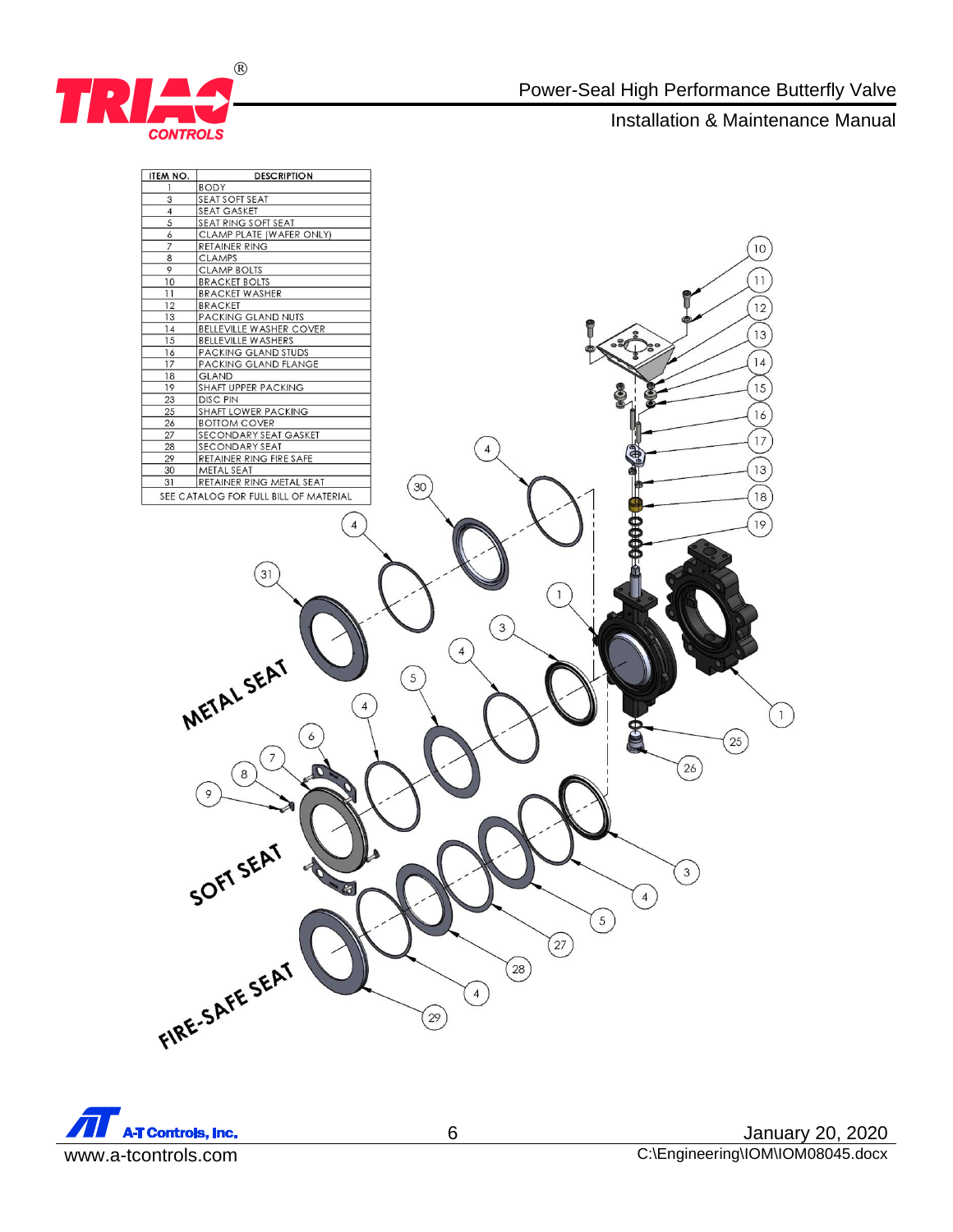| ITEM NO. | DESCRIPTION |
|---|---|
| 1 | BODY |
| 3 | SEAT SOFT SEAT |
| 4 | SEAT GASKET |
| 5 | SEAT RING SOFT SEAT |
| 6 | CLAMP PLATE (WAFER ONLY) |
| 7 | RETAINER RING |
| 8 | CLAMPS |
| 9 | CLAMP BOLTS |
| 10 | BRACKET BOLTS |
| 11 | BRACKET WASHER |
| 12 | BRACKET |
| 13 | PACKING GLAND NUTS |
| 14 | BELLEVILLE WASHER COVER |
| 15 | BELLEVILLE WASHERS |
| 16 | PACKING GLAND STUDS |
| 17 | PACKING GLAND FLANGE |
| 18 | GLAND |
| 19 | SHAFT UPPER PACKING |
| 23 | DISC PIN |
| 25 | SHAFT LOWER PACKING |
| 26 | BOTTOM COVER |
| 27 | SECONDARY SEAT GASKET |
| 28 | SECONDARY SEAT |
| 29 | RETAINER RING FIRE SAFE |
| 30 | METAL SEAT |
| 31 | RETAINER RING METAL SEAT |
| SEE CATALOG FOR FULL BILL OF MATERIAL | |

METAL SEAT

SOFT SEAT

FIRE-SAFE SEAT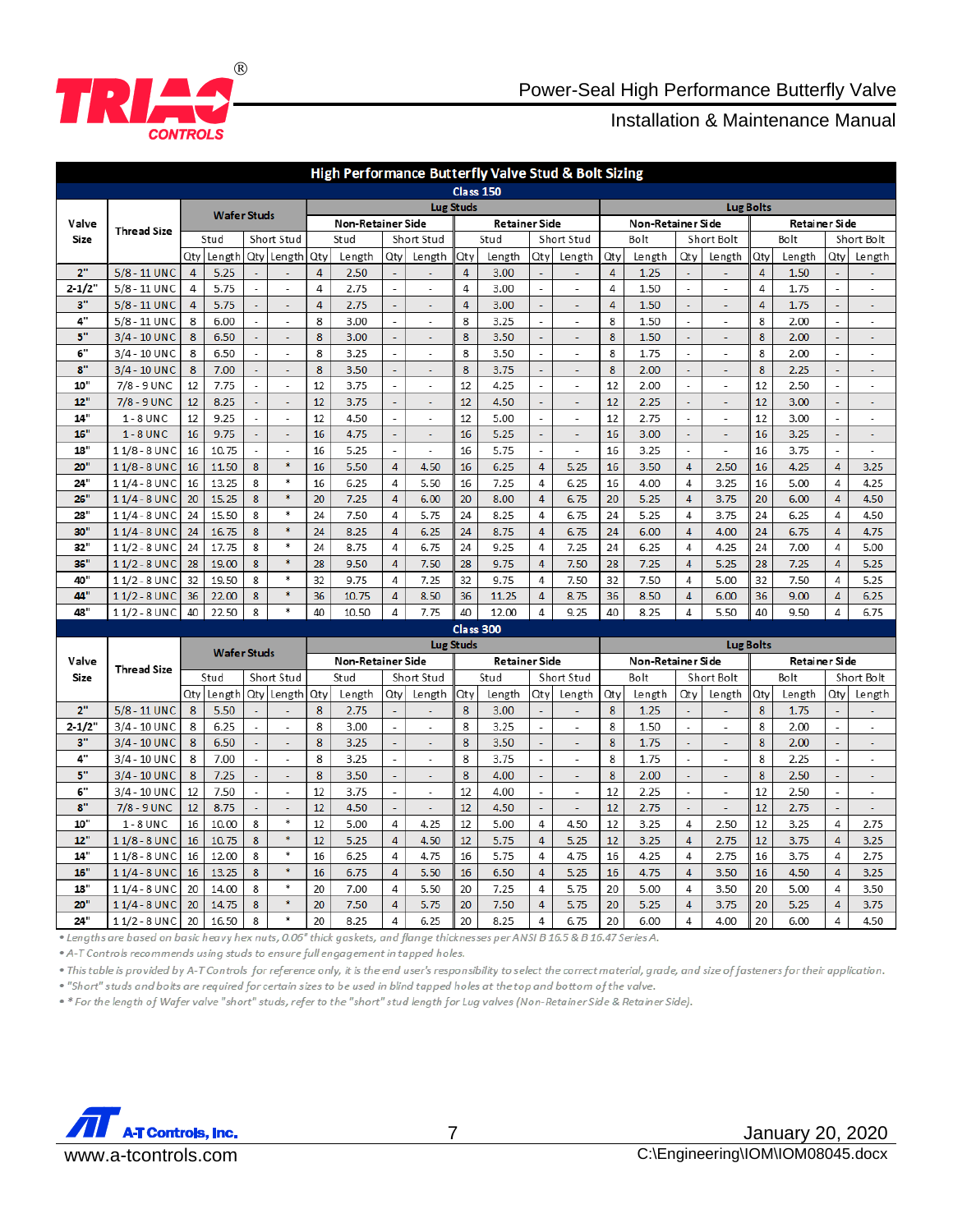## High Performance Butterfly Valve Stud & Bolt Sizing

### Class 150

| Valve Size | Thread Size | Wafer Studs | | | | Lug Studs | | | | | | | | Lug Bolts | | | | | | | |
|---|---|---|---|---|---|---|---|---|---|---|---|---|---|---|---|---|---|---|---|---|---|
| | | | | | | Non-Retainer Side | | | | Retainer Side | | | | Non-Retainer Side | | | | Retainer Side | | | |
| | | Stud | | Short Stud | | Stud | | Short Stud | | Stud | | Short Stud | | Bolt | | Short Bolt | | Bolt | | Short Bolt | |
| | | Qty | Length | Qty | Length | Qty | Length | Qty | Length | Qty | Length | Qty | Length | Qty | Length | Qty | Length | Qty | Length | Qty | Length |
| 2" | 5/8 - 11 UNC | 4 | 5.25 | - | - | 4 | 2.50 | - | - | 4 | 3.00 | - | - | 4 | 1.25 | - | - | 4 | 1.50 | - | - |
| 2-1/2" | 5/8 - 11 UNC | 4 | 5.75 | - | - | 4 | 2.75 | - | - | 4 | 3.00 | - | - | 4 | 1.50 | - | - | 4 | 1.75 | - | - |
| 3" | 5/8 - 11 UNC | 4 | 5.75 | - | - | 4 | 2.75 | - | - | 4 | 3.00 | - | - | 4 | 1.50 | - | - | 4 | 1.75 | - | - |
| 4" | 5/8 - 11 UNC | 8 | 6.00 | - | - | 8 | 3.00 | - | - | 8 | 3.25 | - | - | 8 | 1.50 | - | - | 8 | 2.00 | - | - |
| 5" | 3/4 - 10 UNC | 8 | 6.50 | - | - | 8 | 3.00 | - | - | 8 | 3.50 | - | - | 8 | 1.50 | - | - | 8 | 2.00 | - | - |
| 6" | 3/4 - 10 UNC | 8 | 6.50 | - | - | 8 | 3.25 | - | - | 8 | 3.50 | - | - | 8 | 1.75 | - | - | 8 | 2.00 | - | - |
| 8" | 3/4 - 10 UNC | 8 | 7.00 | - | - | 8 | 3.50 | - | - | 8 | 3.75 | - | - | 8 | 2.00 | - | - | 8 | 2.25 | - | - |
| 10" | 7/8 - 9 UNC | 12 | 7.75 | - | - | 12 | 3.75 | - | - | 12 | 4.25 | - | - | 12 | 2.00 | - | - | 12 | 2.50 | - | - |
| 12" | 7/8 - 9 UNC | 12 | 8.25 | - | - | 12 | 3.75 | - | - | 12 | 4.50 | - | - | 12 | 2.25 | - | - | 12 | 3.00 | - | - |
| 14" | 1 - 8 UNC | 12 | 9.25 | - | - | 12 | 4.50 | - | - | 12 | 5.00 | - | - | 12 | 2.75 | - | - | 12 | 3.00 | - | - |
| 16" | 1 - 8 UNC | 16 | 9.75 | - | - | 16 | 4.75 | - | - | 16 | 5.25 | - | - | 16 | 3.00 | - | - | 16 | 3.25 | - | - |
| 18" | 1 1/8 - 8 UNC | 16 | 10.75 | - | - | 16 | 5.25 | - | - | 16 | 5.75 | - | - | 16 | 3.25 | - | - | 16 | 3.75 | - | - |
| 20" | 1 1/8 - 8 UNC | 16 | 11.50 | 8 | * | 16 | 5.50 | 4 | 4.50 | 16 | 6.25 | 4 | 5.25 | 16 | 3.50 | 4 | 2.50 | 16 | 4.25 | 4 | 3.25 |
| 24" | 1 1/4 - 8 UNC | 16 | 13.25 | 8 | * | 16 | 6.25 | 4 | 5.50 | 16 | 7.25 | 4 | 6.25 | 16 | 4.00 | 4 | 3.25 | 16 | 5.00 | 4 | 4.25 |
| 26" | 1 1/4 - 8 UNC | 20 | 15.25 | 8 | * | 20 | 7.25 | 4 | 6.00 | 20 | 8.00 | 4 | 6.75 | 20 | 5.25 | 4 | 3.75 | 20 | 6.00 | 4 | 4.50 |
| 28" | 1 1/4 - 8 UNC | 24 | 15.50 | 8 | * | 24 | 7.50 | 4 | 5.75 | 24 | 8.25 | 4 | 6.75 | 24 | 5.25 | 4 | 3.75 | 24 | 6.25 | 4 | 4.50 |
| 30" | 1 1/4 - 8 UNC | 24 | 16.75 | 8 | * | 24 | 8.25 | 4 | 6.25 | 24 | 8.75 | 4 | 6.75 | 24 | 6.00 | 4 | 4.00 | 24 | 6.75 | 4 | 4.75 |
| 32" | 1 1/2 - 8 UNC | 24 | 17.75 | 8 | * | 24 | 8.75 | 4 | 6.75 | 24 | 9.25 | 4 | 7.25 | 24 | 6.25 | 4 | 4.25 | 24 | 7.00 | 4 | 5.00 |
| 36" | 1 1/2 - 8 UNC | 28 | 19.00 | 8 | * | 28 | 9.50 | 4 | 7.50 | 28 | 9.75 | 4 | 7.50 | 28 | 7.25 | 4 | 5.25 | 28 | 7.25 | 4 | 5.25 |
| 40" | 1 1/2 - 8 UNC | 32 | 19.50 | 8 | * | 32 | 9.75 | 4 | 7.25 | 32 | 9.75 | 4 | 7.50 | 32 | 7.50 | 4 | 5.00 | 32 | 7.50 | 4 | 5.25 |
| 44" | 1 1/2 - 8 UNC | 36 | 22.00 | 8 | * | 36 | 10.75 | 4 | 8.50 | 36 | 11.25 | 4 | 8.75 | 36 | 8.50 | 4 | 6.00 | 36 | 9.00 | 4 | 6.25 |
| 48" | 1 1/2 - 8 UNC | 40 | 22.50 | 8 | * | 40 | 10.50 | 4 | 7.75 | 40 | 12.00 | 4 | 9.25 | 40 | 8.25 | 4 | 5.50 | 40 | 9.50 | 4 | 6.75 |

### Class 300

| Valve Size | Thread Size | Wafer Studs | | | | Lug Studs | | | | | | | | Lug Bolts | | | | | | | |
|---|---|---|---|---|---|---|---|---|---|---|---|---|---|---|---|---|---|---|---|---|---|
| | | | | | | Non-Retainer Side | | | | Retainer Side | | | | Non-Retainer Side | | | | Retainer Side | | | |
| | | Stud | | Short Stud | | Stud | | Short Stud | | Stud | | Short Stud | | Bolt | | Short Bolt | | Bolt | | Short Bolt | |
| | | Qty | Length | Qty | Length | Qty | Length | Qty | Length | Qty | Length | Qty | Length | Qty | Length | Qty | Length | Qty | Length | Qty | Length |
| 2" | 5/8 - 11 UNC | 8 | 5.50 | - | - | 8 | 2.75 | - | - | 8 | 3.00 | - | - | 8 | 1.25 | - | - | 8 | 1.75 | - | - |
| 2-1/2" | 3/4 - 10 UNC | 8 | 6.25 | - | - | 8 | 3.00 | - | - | 8 | 3.25 | - | - | 8 | 1.50 | - | - | 8 | 2.00 | - | - |
| 3" | 3/4 - 10 UNC | 8 | 6.50 | - | - | 8 | 3.25 | - | - | 8 | 3.50 | - | - | 8 | 1.75 | - | - | 8 | 2.00 | - | - |
| 4" | 3/4 - 10 UNC | 8 | 7.00 | - | - | 8 | 3.25 | - | - | 8 | 3.75 | - | - | 8 | 1.75 | - | - | 8 | 2.25 | - | - |
| 5" | 3/4 - 10 UNC | 8 | 7.25 | - | - | 8 | 3.50 | - | - | 8 | 4.00 | - | - | 8 | 2.00 | - | - | 8 | 2.50 | - | - |
| 6" | 3/4 - 10 UNC | 12 | 7.50 | - | - | 12 | 3.75 | - | - | 12 | 4.00 | - | - | 12 | 2.25 | - | - | 12 | 2.50 | - | - |
| 8" | 7/8 - 9 UNC | 12 | 8.75 | - | - | 12 | 4.50 | - | - | 12 | 4.50 | - | - | 12 | 2.75 | - | - | 12 | 2.75 | - | - |
| 10" | 1 - 8 UNC | 16 | 10.00 | 8 | * | 12 | 5.00 | 4 | 4.25 | 12 | 5.00 | 4 | 4.50 | 12 | 3.25 | 4 | 2.50 | 12 | 3.25 | 4 | 2.75 |
| 12" | 1 1/8 - 8 UNC | 16 | 10.75 | 8 | * | 12 | 5.25 | 4 | 4.50 | 12 | 5.75 | 4 | 5.25 | 12 | 3.25 | 4 | 2.75 | 12 | 3.75 | 4 | 3.25 |
| 14" | 1 1/8 - 8 UNC | 16 | 12.00 | 8 | * | 16 | 6.25 | 4 | 4.75 | 16 | 5.75 | 4 | 4.75 | 16 | 4.25 | 4 | 2.75 | 16 | 3.75 | 4 | 2.75 |
| 16" | 1 1/4 - 8 UNC | 16 | 13.25 | 8 | * | 16 | 6.75 | 4 | 5.50 | 16 | 6.50 | 4 | 5.25 | 16 | 4.75 | 4 | 3.50 | 16 | 4.50 | 4 | 3.25 |
| 18" | 1 1/4 - 8 UNC | 20 | 14.00 | 8 | * | 20 | 7.00 | 4 | 5.50 | 20 | 7.25 | 4 | 5.75 | 20 | 5.00 | 4 | 3.50 | 20 | 5.00 | 4 | 3.50 |
| 20" | 1 1/4 - 8 UNC | 20 | 14.75 | 8 | * | 20 | 7.50 | 4 | 5.75 | 20 | 7.50 | 4 | 5.75 | 20 | 5.25 | 4 | 3.75 | 20 | 5.25 | 4 | 3.75 |
| 24" | 1 1/2 - 8 UNC | 20 | 16.50 | 8 | * | 20 | 8.25 | 4 | 6.25 | 20 | 8.25 | 4 | 6.75 | 20 | 6.00 | 4 | 4.00 | 20 | 6.00 | 4 | 4.50 |

- *Lengths are based on basic heavy hex nuts, 0.06" thick gaskets, and flange thicknesses per ANSI B 16.5 & B 16.47 Series A.*
- *A-T Controls recommends using studs to ensure full engagement in tapped holes.*
- *This table is provided by A-T Controls for reference only, it is the end user's responsibility to select the correct material, grade, and size of fasteners for their application.*
- *"Short" studs and bolts are required for certain sizes to be used in blind tapped holes at the top and bottom of the valve.*
- *\* For the length of Wafer valve "short" studs, refer to the "short" stud length for Lug valves (Non-Retainer Side & Retainer Side).*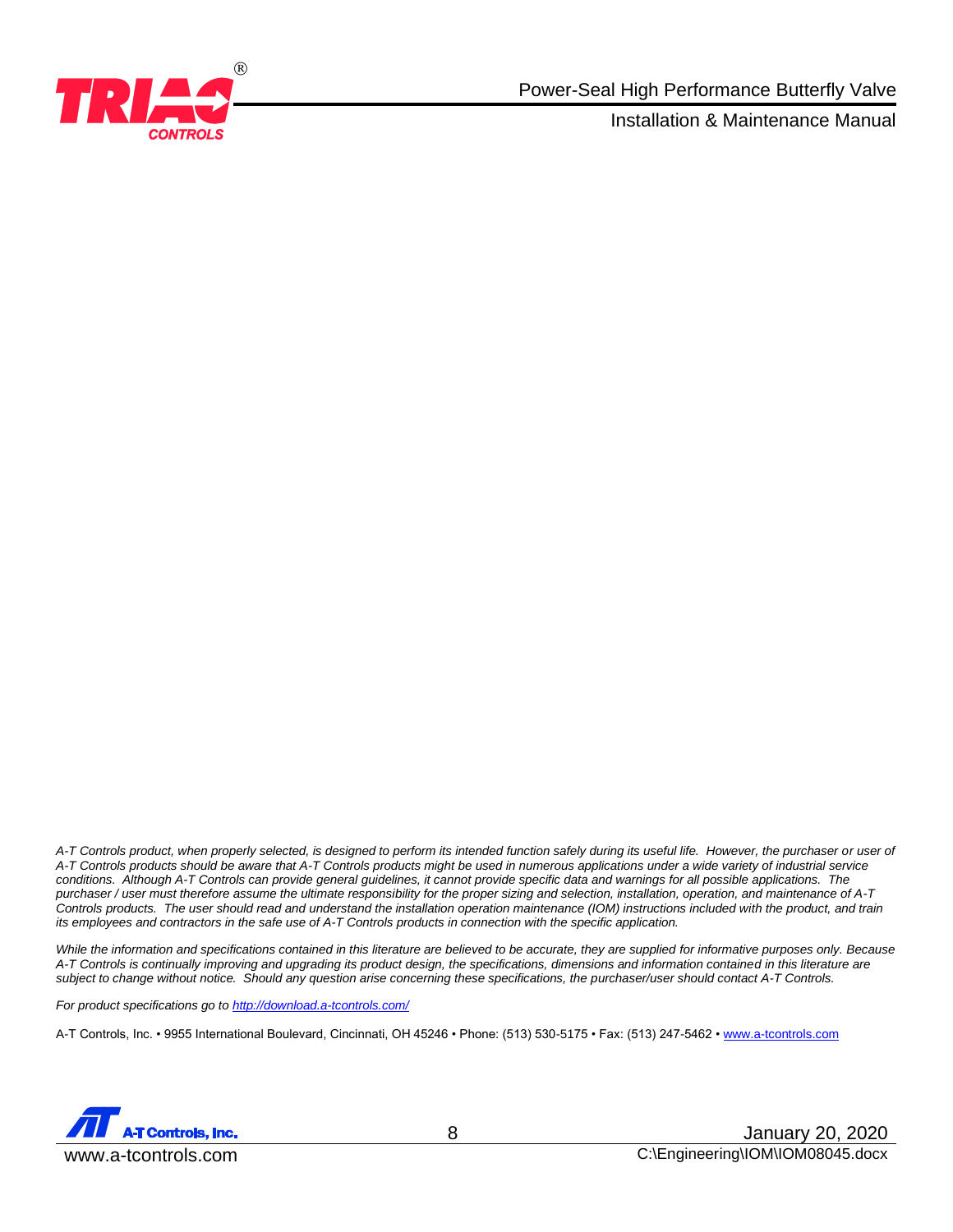*A-T Controls product, when properly selected, is designed to perform its intended function safely during its useful life. However, the purchaser or user of A-T Controls products should be aware that A-T Controls products might be used in numerous applications under a wide variety of industrial service conditions. Although A-T Controls can provide general guidelines, it cannot provide specific data and warnings for all possible applications. The purchaser / user must therefore assume the ultimate responsibility for the proper sizing and selection, installation, operation, and maintenance of A-T Controls products. The user should read and understand the installation operation maintenance (IOM) instructions included with the product, and train its employees and contractors in the safe use of A-T Controls products in connection with the specific application.*

*While the information and specifications contained in this literature are believed to be accurate, they are supplied for informative purposes only. Because A-T Controls is continually improving and upgrading its product design, the specifications, dimensions and information contained in this literature are subject to change without notice. Should any question arise concerning these specifications, the purchaser/user should contact A-T Controls.*

*For product specifications go to [http://download.a-tcontrols.com/](http://download.a-tcontrols.com/)*

A-T Controls, Inc. • 9955 International Boulevard, Cincinnati, OH 45246 • Phone: (513) 530-5175 • Fax: (513) 247-5462 • [www.a-tcontrols.com](http://www.a-tcontrols.com)